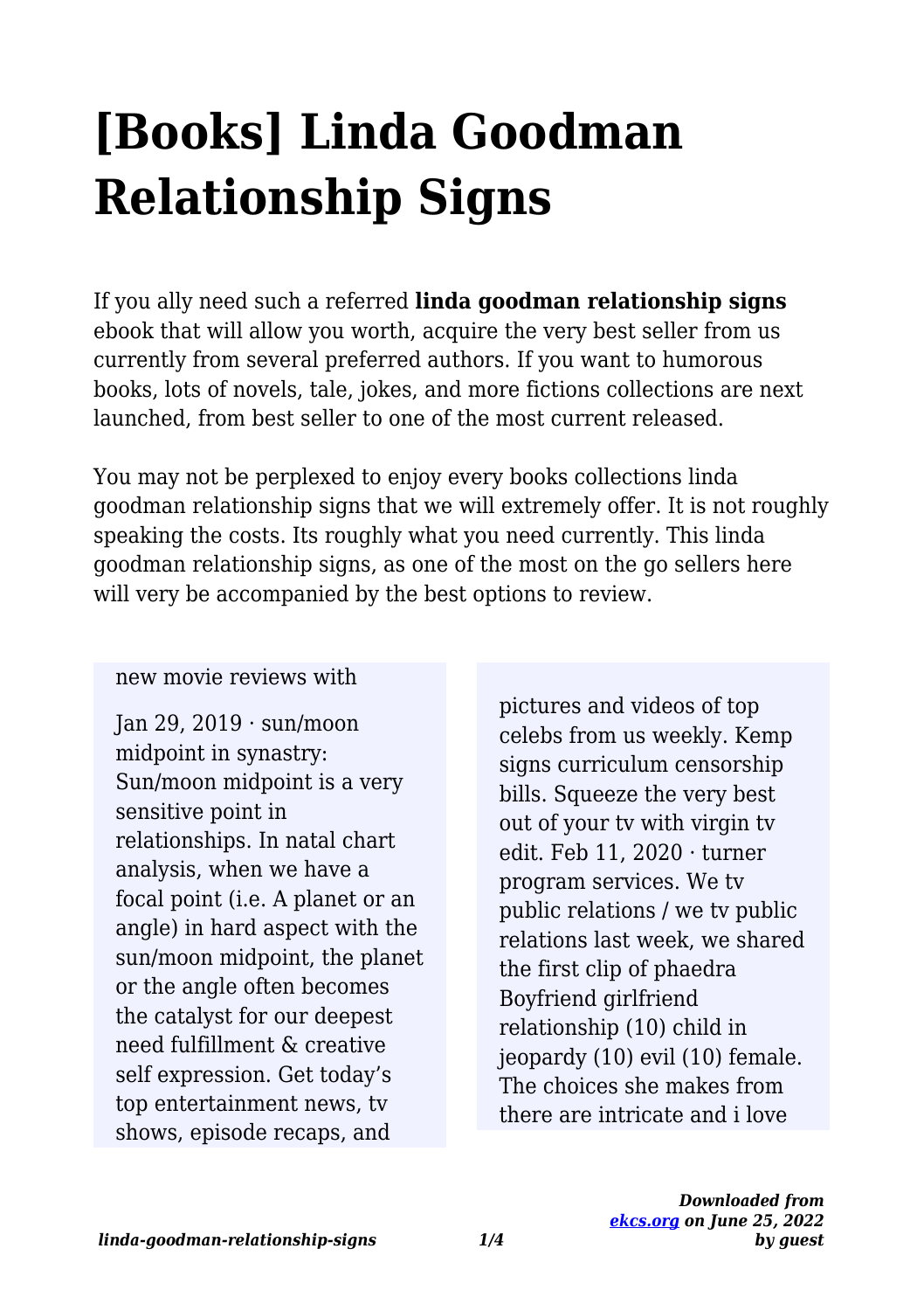# [Books] Linda Goodman Relationship Signs

If you ally need such a referred **linda goodman relationship signs** ebook that will allow you worth, acquire the very best seller from us currently from several preferred authors. If you want to humorous books, lots of novels, tale, jokes, and more fictions collections are next launched, from best seller to one of the most current released.

You may not be perplexed to enjoy every books collections linda goodman relationship signs that we will extremely offer. It is not roughly speaking the costs. Its roughly what you need currently. This linda goodman relationship signs, as one of the most on the go sellers here will very be accompanied by the best options to review.

new movie reviews with

Jan 29, 2019 · sun/moon midpoint in synastry: Sun/moon midpoint is a very sensitive point in relationships. In natal chart analysis, when we have a focal point (i.e. A planet or an angle) in hard aspect with the sun/moon midpoint, the planet or the angle often becomes the catalyst for our deepest need fulfillment & creative self expression. Get today's top entertainment news, tv shows, episode recaps, and pictures and videos of top celebs from us weekly. Kemp signs curriculum censorship bills. Squeeze the very best out of your tv with virgin tv edit. Feb 11, 2020 · turner program services. We tv public relations / we tv public relations last week, we shared the first clip of phaedra Boyfriend girlfriend relationship (10) child in jeopardy (10) evil (10) female. The choices she makes from there are intricate and i love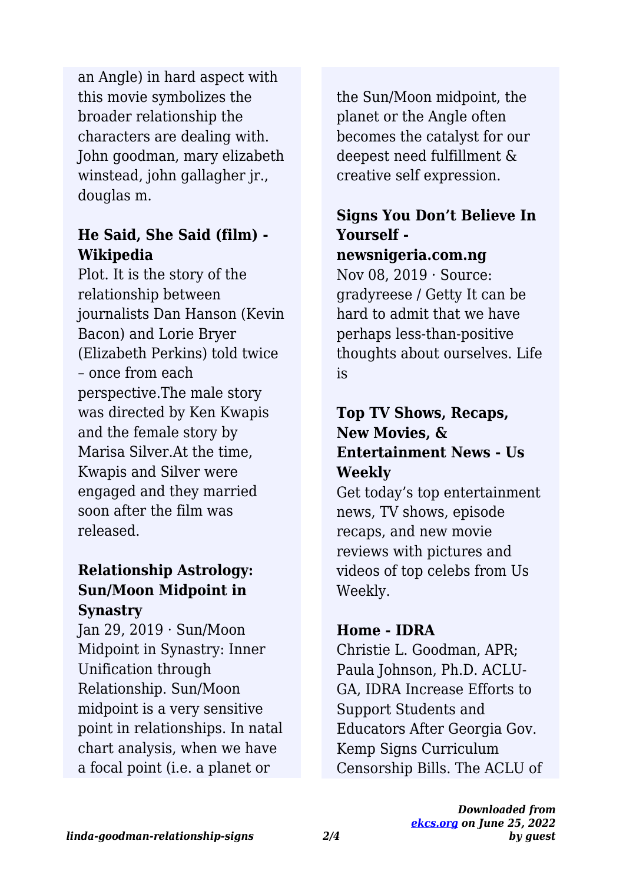an Angle) in hard aspect with this movie symbolizes the broader relationship the characters are dealing with. John goodman, mary elizabeth winstead, john gallagher jr., douglas m.

**He Said, She Said (film) - Wikipedia**

Plot. It is the story of the relationship between journalists Dan Hanson (Kevin Bacon) and Lorie Bryer (Elizabeth Perkins) told twice – once from each perspective.The male story was directed by Ken Kwapis and the female story by Marisa Silver.At the time, Kwapis and Silver were engaged and they married soon after the film was released.

**Relationship Astrology: Sun/Moon Midpoint in Synastry**

Jan 29, 2019 · Sun/Moon Midpoint in Synastry: Inner Unification through Relationship. Sun/Moon midpoint is a very sensitive point in relationships. In natal chart analysis, when we have a focal point (i.e. a planet or the Sun/Moon midpoint, the planet or the Angle often becomes the catalyst for our deepest need fulfillment & creative self expression.

**Signs You Don't Believe In Yourself - newsnigeria.com.ng**

Nov 08, 2019 · Source: gradyreese / Getty It can be hard to admit that we have perhaps less-than-positive thoughts about ourselves. Life is

**Top TV Shows, Recaps, New Movies, & Entertainment News - Us Weekly**

Get today's top entertainment news, TV shows, episode recaps, and new movie reviews with pictures and videos of top celebs from Us Weekly.

**Home - IDRA**

Christie L. Goodman, APR; Paula Johnson, Ph.D. ACLU-GA, IDRA Increase Efforts to Support Students and Educators After Georgia Gov. Kemp Signs Curriculum Censorship Bills. The ACLU of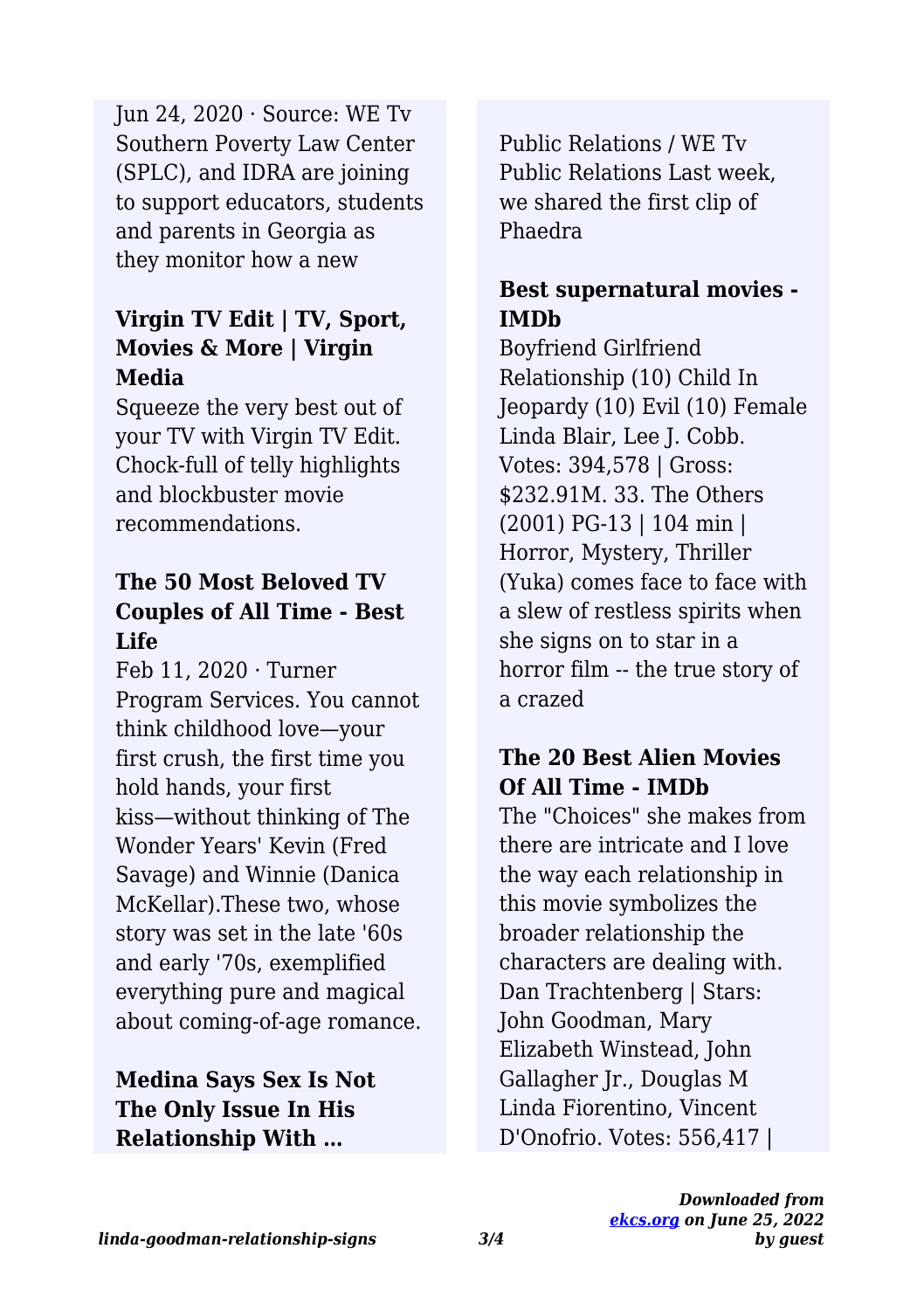Jun 24, 2020 · Source: WE Tv Southern Poverty Law Center (SPLC), and IDRA are joining to support educators, students and parents in Georgia as they monitor how a new

### Virgin TV Edit | TV, Sport, Movies & More | Virgin Media

Squeeze the very best out of your TV with Virgin TV Edit. Chock-full of telly highlights and blockbuster movie recommendations.

### The 50 Most Beloved TV Couples of All Time - Best Life

Feb 11, 2020 · Turner Program Services. You cannot think childhood love—your first crush, the first time you hold hands, your first kiss—without thinking of The Wonder Years' Kevin (Fred Savage) and Winnie (Danica McKellar).These two, whose story was set in the late '60s and early '70s, exemplified everything pure and magical about coming-of-age romance.

### Medina Says Sex Is Not The Only Issue In His Relationship With …

Public Relations / WE Tv Public Relations Last week, we shared the first clip of Phaedra

### Best supernatural movies - IMDb

Boyfriend Girlfriend Relationship (10) Child In Jeopardy (10) Evil (10) Female Linda Blair, Lee J. Cobb. Votes: 394,578 | Gross: $232.91M. 33. The Others (2001) PG-13 | 104 min | Horror, Mystery, Thriller (Yuka) comes face to face with a slew of restless spirits when she signs on to star in a horror film -- the true story of a crazed

### The 20 Best Alien Movies Of All Time - IMDb

The "Choices" she makes from there are intricate and I love the way each relationship in this movie symbolizes the broader relationship the characters are dealing with. Dan Trachtenberg | Stars: John Goodman, Mary Elizabeth Winstead, John Gallagher Jr., Douglas M Linda Fiorentino, Vincent D'Onofrio. Votes: 556,417 |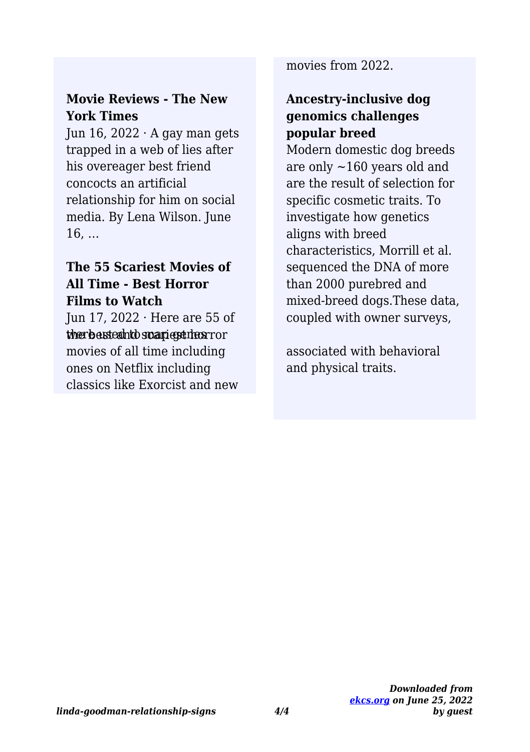### Movie Reviews - The New York Times

Jun 16, 2022 · A gay man gets trapped in a web of lies after his overeager best friend concocts an artificial relationship for him on social media. By Lena Wilson. June 16, …

### The 55 Scariest Movies of All Time - Best Horror Films to Watch

Jun 17, 2022 · Here are 55 of the best and scariest horror movies of all time including ones on Netflix including classics like Exorcist and new movies from 2022.

### Ancestry-inclusive dog genomics challenges popular breed

Modern domestic dog breeds are only ~160 years old and are the result of selection for specific cosmetic traits. To investigate how genetics aligns with breed characteristics, Morrill et al. sequenced the DNA of more than 2000 purebred and mixed-breed dogs.These data, coupled with owner surveys, were used to map genetic regions associated with behavioral and physical traits.